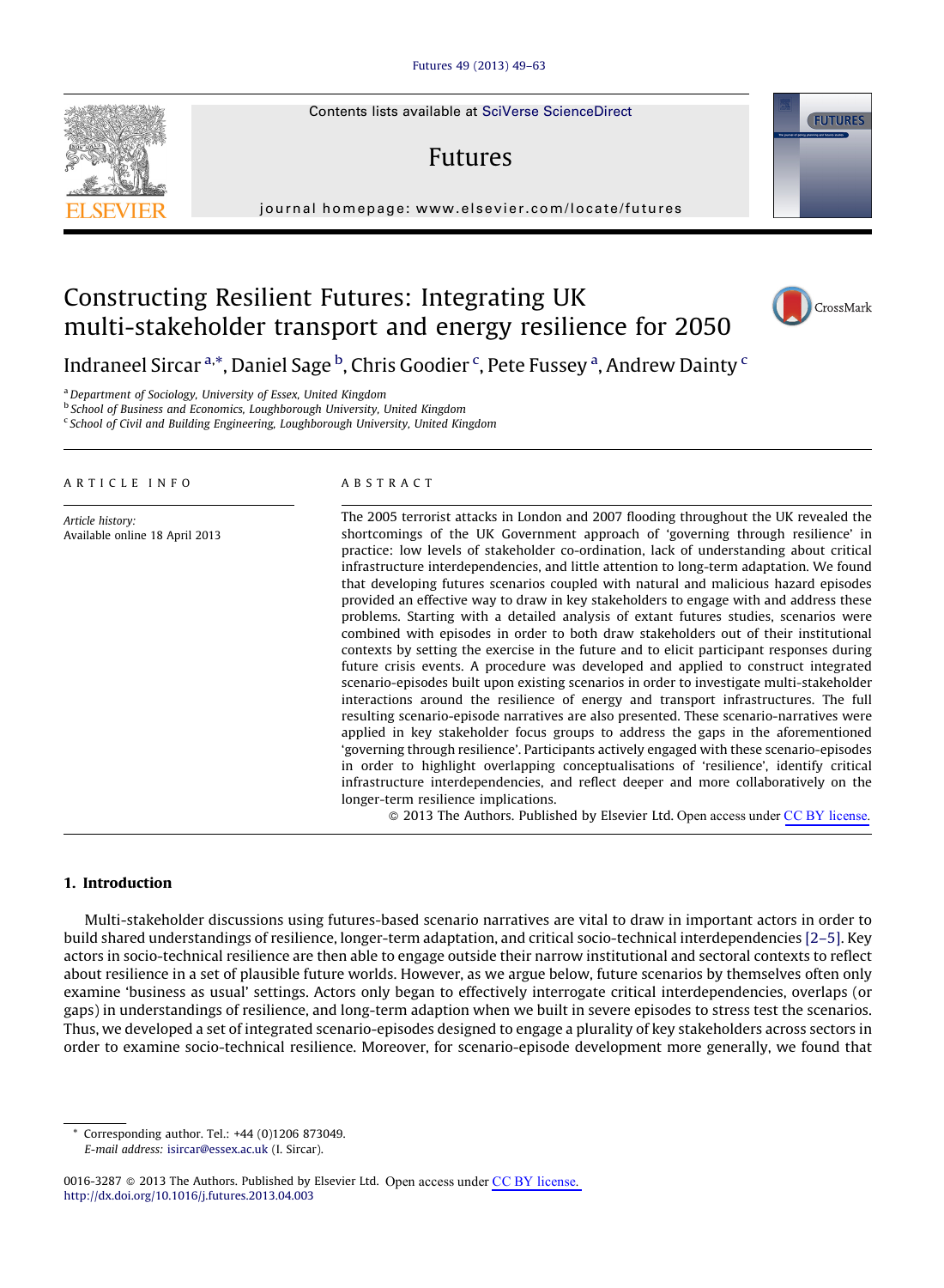# Constructing Resilient Futures: Integrating UK multi-stakeholder transport and energy resilience for 2050

Indraneel Sircar [a,*], Daniel Sage [b], Chris Goodier [c], Pete Fussey [a], Andrew Dainty [c]

[a] Department of Sociology, University of Essex, United Kingdom
[b] School of Business and Economics, Loughborough University, United Kingdom
[c] School of Civil and Building Engineering, Loughborough University, United Kingdom

ARTICLE INFO

*Article history:*
Available online 18 April 2013

ABSTRACT

The 2005 terrorist attacks in London and 2007 flooding throughout the UK revealed the shortcomings of the UK Government approach of 'governing through resilience' in practice: low levels of stakeholder co-ordination, lack of understanding about critical infrastructure interdependencies, and little attention to long-term adaptation. We found that developing futures scenarios coupled with natural and malicious hazard episodes provided an effective way to draw in key stakeholders to engage with and address these problems. Starting with a detailed analysis of extant futures studies, scenarios were combined with episodes in order to both draw stakeholders out of their institutional contexts by setting the exercise in the future and to elicit participant responses during future crisis events. A procedure was developed and applied to construct integrated scenario-episodes built upon existing scenarios in order to investigate multi-stakeholder interactions around the resilience of energy and transport infrastructures. The full resulting scenario-episode narratives are also presented. These scenario-narratives were applied in key stakeholder focus groups to address the gaps in the aforementioned 'governing through resilience'. Participants actively engaged with these scenario-episodes in order to highlight overlapping conceptualisations of 'resilience', identify critical infrastructure interdependencies, and reflect deeper and more collaboratively on the longer-term resilience implications.

© 2013 The Authors. Published by Elsevier Ltd. Open access under CC BY license.

## 1. Introduction

Multi-stakeholder discussions using futures-based scenario narratives are vital to draw in important actors in order to build shared understandings of resilience, longer-term adaptation, and critical socio-technical interdependencies [2–5]. Key actors in socio-technical resilience are then able to engage outside their narrow institutional and sectoral contexts to reflect about resilience in a set of plausible future worlds. However, as we argue below, future scenarios by themselves often only examine 'business as usual' settings. Actors only began to effectively interrogate critical interdependencies, overlaps (or gaps) in understandings of resilience, and long-term adaption when we built in severe episodes to stress test the scenarios. Thus, we developed a set of integrated scenario-episodes designed to engage a plurality of key stakeholders across sectors in order to examine socio-technical resilience. Moreover, for scenario-episode development more generally, we found that

---

* Corresponding author. Tel.: +44 (0)1206 873049.
*E-mail address:* isircar@essex.ac.uk (I. Sircar).

0016-3287 © 2013 The Authors. Published by Elsevier Ltd. Open access under CC BY license.
http://dx.doi.org/10.1016/j.futures.2013.04.003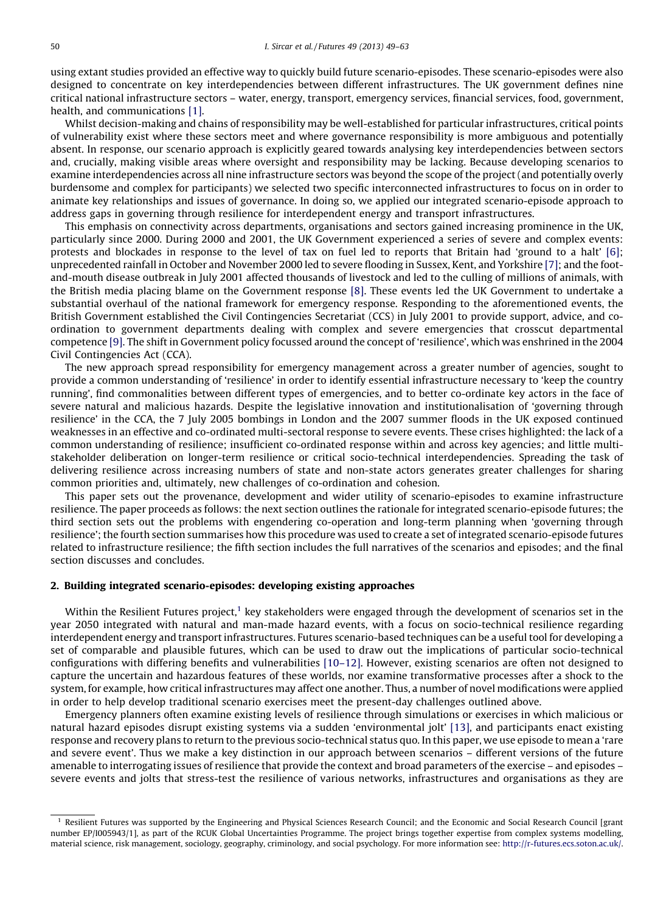using extant studies provided an effective way to quickly build future scenario-episodes. These scenario-episodes were also designed to concentrate on key interdependencies between different infrastructures. The UK government defines nine critical national infrastructure sectors – water, energy, transport, emergency services, financial services, food, government, health, and communications [1].

Whilst decision-making and chains of responsibility may be well-established for particular infrastructures, critical points of vulnerability exist where these sectors meet and where governance responsibility is more ambiguous and potentially absent. In response, our scenario approach is explicitly geared towards analysing key interdependencies between sectors and, crucially, making visible areas where oversight and responsibility may be lacking. Because developing scenarios to examine interdependencies across all nine infrastructure sectors was beyond the scope of the project (and potentially overly burdensome and complex for participants) we selected two specific interconnected infrastructures to focus on in order to animate key relationships and issues of governance. In doing so, we applied our integrated scenario-episode approach to address gaps in governing through resilience for interdependent energy and transport infrastructures.

This emphasis on connectivity across departments, organisations and sectors gained increasing prominence in the UK, particularly since 2000. During 2000 and 2001, the UK Government experienced a series of severe and complex events: protests and blockades in response to the level of tax on fuel led to reports that Britain had 'ground to a halt' [6]; unprecedented rainfall in October and November 2000 led to severe flooding in Sussex, Kent, and Yorkshire [7]; and the foot-and-mouth disease outbreak in July 2001 affected thousands of livestock and led to the culling of millions of animals, with the British media placing blame on the Government response [8]. These events led the UK Government to undertake a substantial overhaul of the national framework for emergency response. Responding to the aforementioned events, the British Government established the Civil Contingencies Secretariat (CCS) in July 2001 to provide support, advice, and co-ordination to government departments dealing with complex and severe emergencies that crosscut departmental competence [9]. The shift in Government policy focussed around the concept of 'resilience', which was enshrined in the 2004 Civil Contingencies Act (CCA).

The new approach spread responsibility for emergency management across a greater number of agencies, sought to provide a common understanding of 'resilience' in order to identify essential infrastructure necessary to 'keep the country running', find commonalities between different types of emergencies, and to better co-ordinate key actors in the face of severe natural and malicious hazards. Despite the legislative innovation and institutionalisation of 'governing through resilience' in the CCA, the 7 July 2005 bombings in London and the 2007 summer floods in the UK exposed continued weaknesses in an effective and co-ordinated multi-sectoral response to severe events. These crises highlighted: the lack of a common understanding of resilience; insufficient co-ordinated response within and across key agencies; and little multi-stakeholder deliberation on longer-term resilience or critical socio-technical interdependencies. Spreading the task of delivering resilience across increasing numbers of state and non-state actors generates greater challenges for sharing common priorities and, ultimately, new challenges of co-ordination and cohesion.

This paper sets out the provenance, development and wider utility of scenario-episodes to examine infrastructure resilience. The paper proceeds as follows: the next section outlines the rationale for integrated scenario-episode futures; the third section sets out the problems with engendering co-operation and long-term planning when 'governing through resilience'; the fourth section summarises how this procedure was used to create a set of integrated scenario-episode futures related to infrastructure resilience; the fifth section includes the full narratives of the scenarios and episodes; and the final section discusses and concludes.

## 2. Building integrated scenario-episodes: developing existing approaches

Within the Resilient Futures project,[1] key stakeholders were engaged through the development of scenarios set in the year 2050 integrated with natural and man-made hazard events, with a focus on socio-technical resilience regarding interdependent energy and transport infrastructures. Futures scenario-based techniques can be a useful tool for developing a set of comparable and plausible futures, which can be used to draw out the implications of particular socio-technical configurations with differing benefits and vulnerabilities [10–12]. However, existing scenarios are often not designed to capture the uncertain and hazardous features of these worlds, nor examine transformative processes after a shock to the system, for example, how critical infrastructures may affect one another. Thus, a number of novel modifications were applied in order to help develop traditional scenario exercises meet the present-day challenges outlined above.

Emergency planners often examine existing levels of resilience through simulations or exercises in which malicious or natural hazard episodes disrupt existing systems via a sudden 'environmental jolt' [13], and participants enact existing response and recovery plans to return to the previous socio-technical status quo. In this paper, we use episode to mean a 'rare and severe event'. Thus we make a key distinction in our approach between scenarios – different versions of the future amenable to interrogating issues of resilience that provide the context and broad parameters of the exercise – and episodes – severe events and jolts that stress-test the resilience of various networks, infrastructures and organisations as they are

[1] Resilient Futures was supported by the Engineering and Physical Sciences Research Council; and the Economic and Social Research Council [grant number EP/I005943/1], as part of the RCUK Global Uncertainties Programme. The project brings together expertise from complex systems modelling, material science, risk management, sociology, geography, criminology, and social psychology. For more information see: http://r-futures.ecs.soton.ac.uk/.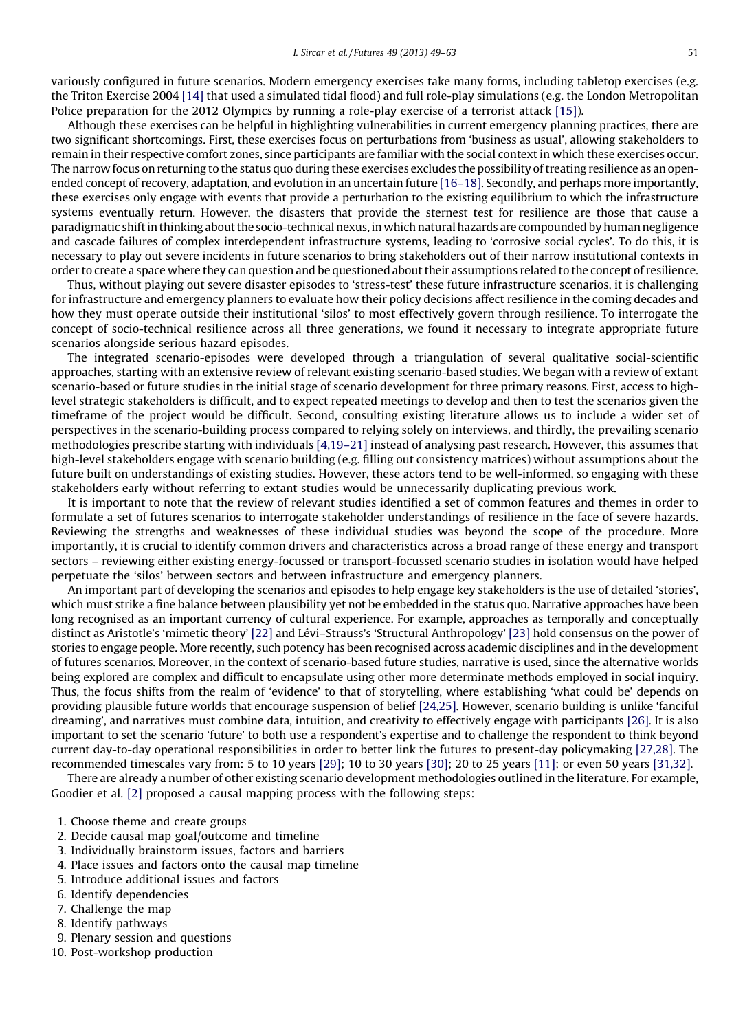variously configured in future scenarios. Modern emergency exercises take many forms, including tabletop exercises (e.g. the Triton Exercise 2004 [14] that used a simulated tidal flood) and full role-play simulations (e.g. the London Metropolitan Police preparation for the 2012 Olympics by running a role-play exercise of a terrorist attack [15]).

Although these exercises can be helpful in highlighting vulnerabilities in current emergency planning practices, there are two significant shortcomings. First, these exercises focus on perturbations from 'business as usual', allowing stakeholders to remain in their respective comfort zones, since participants are familiar with the social context in which these exercises occur. The narrow focus on returning to the status quo during these exercises excludes the possibility of treating resilience as an open-ended concept of recovery, adaptation, and evolution in an uncertain future [16–18]. Secondly, and perhaps more importantly, these exercises only engage with events that provide a perturbation to the existing equilibrium to which the infrastructure systems eventually return. However, the disasters that provide the sternest test for resilience are those that cause a paradigmatic shift in thinking about the socio-technical nexus, in which natural hazards are compounded by human negligence and cascade failures of complex interdependent infrastructure systems, leading to 'corrosive social cycles'. To do this, it is necessary to play out severe incidents in future scenarios to bring stakeholders out of their narrow institutional contexts in order to create a space where they can question and be questioned about their assumptions related to the concept of resilience.

Thus, without playing out severe disaster episodes to 'stress-test' these future infrastructure scenarios, it is challenging for infrastructure and emergency planners to evaluate how their policy decisions affect resilience in the coming decades and how they must operate outside their institutional 'silos' to most effectively govern through resilience. To interrogate the concept of socio-technical resilience across all three generations, we found it necessary to integrate appropriate future scenarios alongside serious hazard episodes.

The integrated scenario-episodes were developed through a triangulation of several qualitative social-scientific approaches, starting with an extensive review of relevant existing scenario-based studies. We began with a review of extant scenario-based or future studies in the initial stage of scenario development for three primary reasons. First, access to high-level strategic stakeholders is difficult, and to expect repeated meetings to develop and then to test the scenarios given the timeframe of the project would be difficult. Second, consulting existing literature allows us to include a wider set of perspectives in the scenario-building process compared to relying solely on interviews, and thirdly, the prevailing scenario methodologies prescribe starting with individuals [4,19–21] instead of analysing past research. However, this assumes that high-level stakeholders engage with scenario building (e.g. filling out consistency matrices) without assumptions about the future built on understandings of existing studies. However, these actors tend to be well-informed, so engaging with these stakeholders early without referring to extant studies would be unnecessarily duplicating previous work.

It is important to note that the review of relevant studies identified a set of common features and themes in order to formulate a set of futures scenarios to interrogate stakeholder understandings of resilience in the face of severe hazards. Reviewing the strengths and weaknesses of these individual studies was beyond the scope of the procedure. More importantly, it is crucial to identify common drivers and characteristics across a broad range of these energy and transport sectors – reviewing either existing energy-focussed or transport-focussed scenario studies in isolation would have helped perpetuate the 'silos' between sectors and between infrastructure and emergency planners.

An important part of developing the scenarios and episodes to help engage key stakeholders is the use of detailed 'stories', which must strike a fine balance between plausibility yet not be embedded in the status quo. Narrative approaches have been long recognised as an important currency of cultural experience. For example, approaches as temporally and conceptually distinct as Aristotle's 'mimetic theory' [22] and Lévi–Strauss's 'Structural Anthropology' [23] hold consensus on the power of stories to engage people. More recently, such potency has been recognised across academic disciplines and in the development of futures scenarios. Moreover, in the context of scenario-based future studies, narrative is used, since the alternative worlds being explored are complex and difficult to encapsulate using other more determinate methods employed in social inquiry. Thus, the focus shifts from the realm of 'evidence' to that of storytelling, where establishing 'what could be' depends on providing plausible future worlds that encourage suspension of belief [24,25]. However, scenario building is unlike 'fanciful dreaming', and narratives must combine data, intuition, and creativity to effectively engage with participants [26]. It is also important to set the scenario 'future' to both use a respondent's expertise and to challenge the respondent to think beyond current day-to-day operational responsibilities in order to better link the futures to present-day policymaking [27,28]. The recommended timescales vary from: 5 to 10 years [29]; 10 to 30 years [30]; 20 to 25 years [11]; or even 50 years [31,32].

There are already a number of other existing scenario development methodologies outlined in the literature. For example, Goodier et al. [2] proposed a causal mapping process with the following steps:

1. Choose theme and create groups
2. Decide causal map goal/outcome and timeline
3. Individually brainstorm issues, factors and barriers
4. Place issues and factors onto the causal map timeline
5. Introduce additional issues and factors
6. Identify dependencies
7. Challenge the map
8. Identify pathways
9. Plenary session and questions
10. Post-workshop production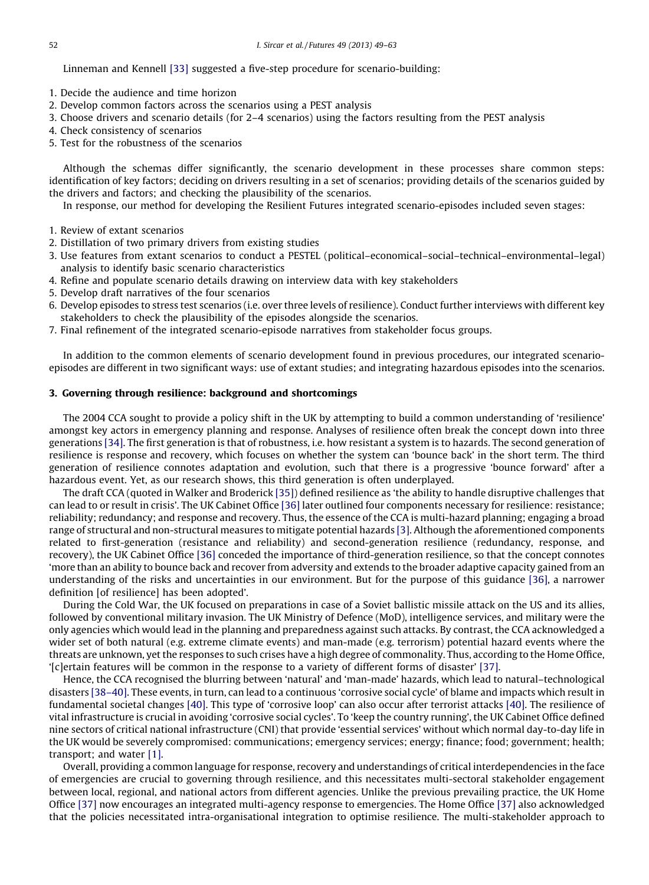Linneman and Kennell [33] suggested a five-step procedure for scenario-building:

1. Decide the audience and time horizon
2. Develop common factors across the scenarios using a PEST analysis
3. Choose drivers and scenario details (for 2–4 scenarios) using the factors resulting from the PEST analysis
4. Check consistency of scenarios
5. Test for the robustness of the scenarios

Although the schemas differ significantly, the scenario development in these processes share common steps: identification of key factors; deciding on drivers resulting in a set of scenarios; providing details of the scenarios guided by the drivers and factors; and checking the plausibility of the scenarios.

In response, our method for developing the Resilient Futures integrated scenario-episodes included seven stages:

1. Review of extant scenarios
2. Distillation of two primary drivers from existing studies
3. Use features from extant scenarios to conduct a PESTEL (political–economical–social–technical–environmental–legal) analysis to identify basic scenario characteristics
4. Refine and populate scenario details drawing on interview data with key stakeholders
5. Develop draft narratives of the four scenarios
6. Develop episodes to stress test scenarios (i.e. over three levels of resilience). Conduct further interviews with different key stakeholders to check the plausibility of the episodes alongside the scenarios.
7. Final refinement of the integrated scenario-episode narratives from stakeholder focus groups.

In addition to the common elements of scenario development found in previous procedures, our integrated scenario-episodes are different in two significant ways: use of extant studies; and integrating hazardous episodes into the scenarios.

## 3. Governing through resilience: background and shortcomings

The 2004 CCA sought to provide a policy shift in the UK by attempting to build a common understanding of 'resilience' amongst key actors in emergency planning and response. Analyses of resilience often break the concept down into three generations [34]. The first generation is that of robustness, i.e. how resistant a system is to hazards. The second generation of resilience is response and recovery, which focuses on whether the system can 'bounce back' in the short term. The third generation of resilience connotes adaptation and evolution, such that there is a progressive 'bounce forward' after a hazardous event. Yet, as our research shows, this third generation is often underplayed.

The draft CCA (quoted in Walker and Broderick [35]) defined resilience as 'the ability to handle disruptive challenges that can lead to or result in crisis'. The UK Cabinet Office [36] later outlined four components necessary for resilience: resistance; reliability; redundancy; and response and recovery. Thus, the essence of the CCA is multi-hazard planning; engaging a broad range of structural and non-structural measures to mitigate potential hazards [3]. Although the aforementioned components related to first-generation (resistance and reliability) and second-generation resilience (redundancy, response, and recovery), the UK Cabinet Office [36] conceded the importance of third-generation resilience, so that the concept connotes 'more than an ability to bounce back and recover from adversity and extends to the broader adaptive capacity gained from an understanding of the risks and uncertainties in our environment. But for the purpose of this guidance [36], a narrower definition [of resilience] has been adopted'.

During the Cold War, the UK focused on preparations in case of a Soviet ballistic missile attack on the US and its allies, followed by conventional military invasion. The UK Ministry of Defence (MoD), intelligence services, and military were the only agencies which would lead in the planning and preparedness against such attacks. By contrast, the CCA acknowledged a wider set of both natural (e.g. extreme climate events) and man-made (e.g. terrorism) potential hazard events where the threats are unknown, yet the responses to such crises have a high degree of commonality. Thus, according to the Home Office, '[c]ertain features will be common in the response to a variety of different forms of disaster' [37].

Hence, the CCA recognised the blurring between 'natural' and 'man-made' hazards, which lead to natural–technological disasters [38–40]. These events, in turn, can lead to a continuous 'corrosive social cycle' of blame and impacts which result in fundamental societal changes [40]. This type of 'corrosive loop' can also occur after terrorist attacks [40]. The resilience of vital infrastructure is crucial in avoiding 'corrosive social cycles'. To 'keep the country running', the UK Cabinet Office defined nine sectors of critical national infrastructure (CNI) that provide 'essential services' without which normal day-to-day life in the UK would be severely compromised: communications; emergency services; energy; finance; food; government; health; transport; and water [1].

Overall, providing a common language for response, recovery and understandings of critical interdependencies in the face of emergencies are crucial to governing through resilience, and this necessitates multi-sectoral stakeholder engagement between local, regional, and national actors from different agencies. Unlike the previous prevailing practice, the UK Home Office [37] now encourages an integrated multi-agency response to emergencies. The Home Office [37] also acknowledged that the policies necessitated intra-organisational integration to optimise resilience. The multi-stakeholder approach to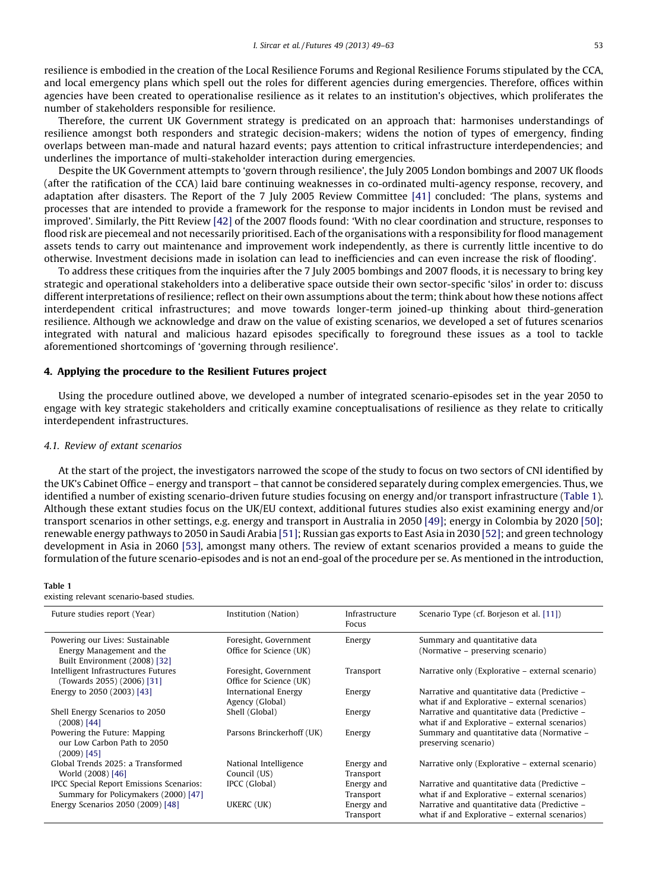resilience is embodied in the creation of the Local Resilience Forums and Regional Resilience Forums stipulated by the CCA, and local emergency plans which spell out the roles for different agencies during emergencies. Therefore, offices within agencies have been created to operationalise resilience as it relates to an institution's objectives, which proliferates the number of stakeholders responsible for resilience.

Therefore, the current UK Government strategy is predicated on an approach that: harmonises understandings of resilience amongst both responders and strategic decision-makers; widens the notion of types of emergency, finding overlaps between man-made and natural hazard events; pays attention to critical infrastructure interdependencies; and underlines the importance of multi-stakeholder interaction during emergencies.

Despite the UK Government attempts to 'govern through resilience', the July 2005 London bombings and 2007 UK floods (after the ratification of the CCA) laid bare continuing weaknesses in co-ordinated multi-agency response, recovery, and adaptation after disasters. The Report of the 7 July 2005 Review Committee [41] concluded: 'The plans, systems and processes that are intended to provide a framework for the response to major incidents in London must be revised and improved'. Similarly, the Pitt Review [42] of the 2007 floods found: 'With no clear coordination and structure, responses to flood risk are piecemeal and not necessarily prioritised. Each of the organisations with a responsibility for flood management assets tends to carry out maintenance and improvement work independently, as there is currently little incentive to do otherwise. Investment decisions made in isolation can lead to inefficiencies and can even increase the risk of flooding'.

To address these critiques from the inquiries after the 7 July 2005 bombings and 2007 floods, it is necessary to bring key strategic and operational stakeholders into a deliberative space outside their own sector-specific 'silos' in order to: discuss different interpretations of resilience; reflect on their own assumptions about the term; think about how these notions affect interdependent critical infrastructures; and move towards longer-term joined-up thinking about third-generation resilience. Although we acknowledge and draw on the value of existing scenarios, we developed a set of futures scenarios integrated with natural and malicious hazard episodes specifically to foreground these issues as a tool to tackle aforementioned shortcomings of 'governing through resilience'.

## 4. Applying the procedure to the Resilient Futures project

Using the procedure outlined above, we developed a number of integrated scenario-episodes set in the year 2050 to engage with key strategic stakeholders and critically examine conceptualisations of resilience as they relate to critically interdependent infrastructures.

### 4.1. Review of extant scenarios

At the start of the project, the investigators narrowed the scope of the study to focus on two sectors of CNI identified by the UK's Cabinet Office – energy and transport – that cannot be considered separately during complex emergencies. Thus, we identified a number of existing scenario-driven future studies focusing on energy and/or transport infrastructure (Table 1). Although these extant studies focus on the UK/EU context, additional futures studies also exist examining energy and/or transport scenarios in other settings, e.g. energy and transport in Australia in 2050 [49]; energy in Colombia by 2020 [50]; renewable energy pathways to 2050 in Saudi Arabia [51]; Russian gas exports to East Asia in 2030 [52]; and green technology development in Asia in 2060 [53], amongst many others. The review of extant scenarios provided a means to guide the formulation of the future scenario-episodes and is not an end-goal of the procedure per se. As mentioned in the introduction,

**Table 1**
existing relevant scenario-based studies.

| Future studies report (Year) | Institution (Nation) | Infrastructure Focus | Scenario Type (cf. Borjeson et al. [11]) |
|---|---|---|---|
| Powering our Lives: Sustainable Energy Management and the Built Environment (2008) [32] | Foresight, Government Office for Science (UK) | Energy | Summary and quantitative data (Normative – preserving scenario) |
| Intelligent Infrastructures Futures (Towards 2055) (2006) [31] | Foresight, Government Office for Science (UK) | Transport | Narrative only (Explorative – external scenario) |
| Energy to 2050 (2003) [43] | International Energy Agency (Global) | Energy | Narrative and quantitative data (Predictive – what if and Explorative – external scenarios) |
| Shell Energy Scenarios to 2050 (2008) [44] | Shell (Global) | Energy | Narrative and quantitative data (Predictive – what if and Explorative – external scenarios) |
| Powering the Future: Mapping our Low Carbon Path to 2050 (2009) [45] | Parsons Brinckerhoff (UK) | Energy | Summary and quantitative data (Normative – preserving scenario) |
| Global Trends 2025: a Transformed World (2008) [46] | National Intelligence Council (US) | Energy and Transport | Narrative only (Explorative – external scenario) |
| IPCC Special Report Emissions Scenarios: Summary for Policymakers (2000) [47] | IPCC (Global) | Energy and Transport | Narrative and quantitative data (Predictive – what if and Explorative – external scenarios) |
| Energy Scenarios 2050 (2009) [48] | UKERC (UK) | Energy and Transport | Narrative and quantitative data (Predictive – what if and Explorative – external scenarios) |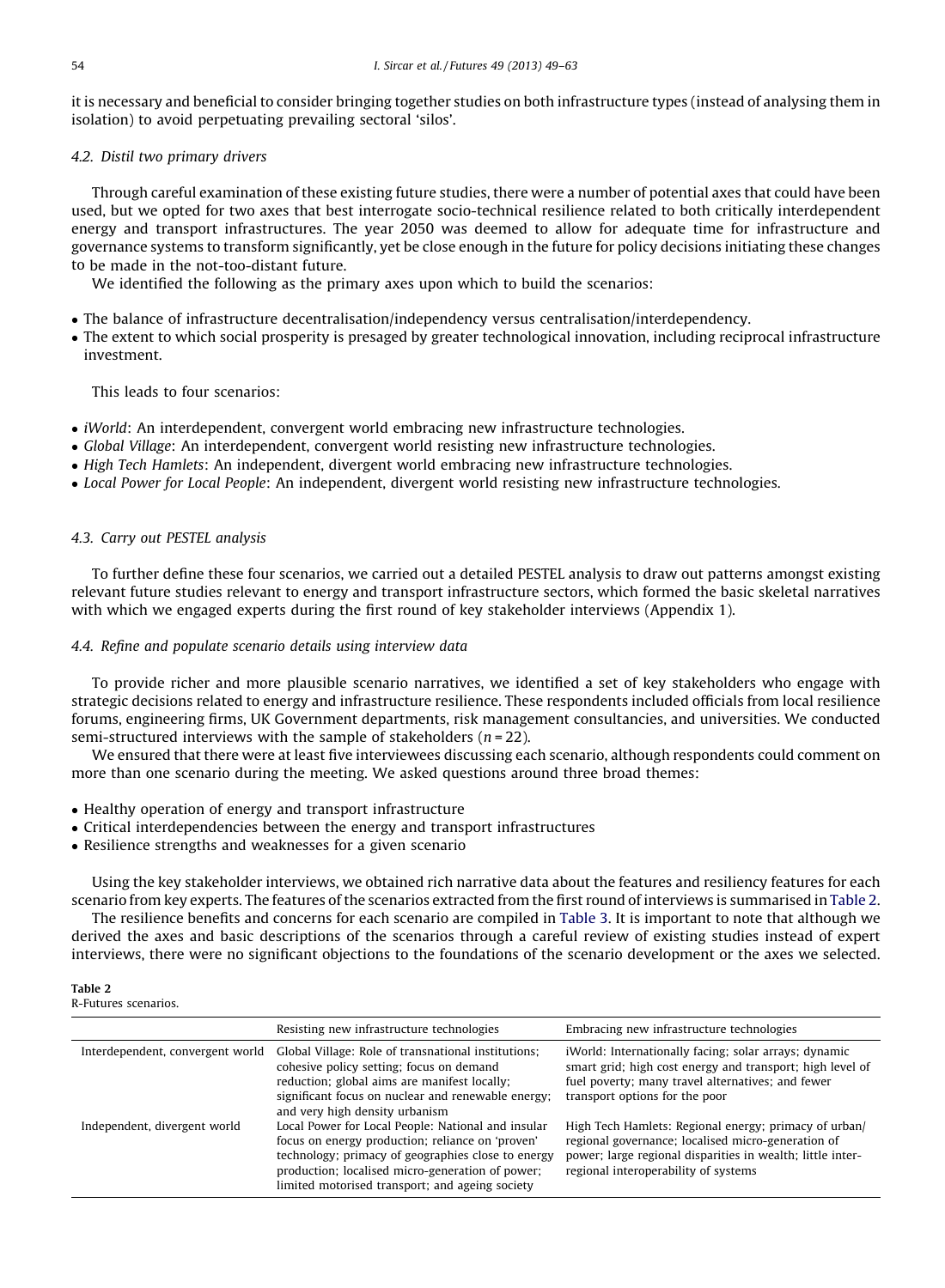it is necessary and beneficial to consider bringing together studies on both infrastructure types (instead of analysing them in isolation) to avoid perpetuating prevailing sectoral 'silos'.

### 4.2. Distil two primary drivers

Through careful examination of these existing future studies, there were a number of potential axes that could have been used, but we opted for two axes that best interrogate socio-technical resilience related to both critically interdependent energy and transport infrastructures. The year 2050 was deemed to allow for adequate time for infrastructure and governance systems to transform significantly, yet be close enough in the future for policy decisions initiating these changes to be made in the not-too-distant future.

We identified the following as the primary axes upon which to build the scenarios:

- The balance of infrastructure decentralisation/independency versus centralisation/interdependency.
- The extent to which social prosperity is presaged by greater technological innovation, including reciprocal infrastructure investment.

This leads to four scenarios:

- *iWorld*: An interdependent, convergent world embracing new infrastructure technologies.
- *Global Village*: An interdependent, convergent world resisting new infrastructure technologies.
- *High Tech Hamlets*: An independent, divergent world embracing new infrastructure technologies.
- *Local Power for Local People*: An independent, divergent world resisting new infrastructure technologies.

### 4.3. Carry out PESTEL analysis

To further define these four scenarios, we carried out a detailed PESTEL analysis to draw out patterns amongst existing relevant future studies relevant to energy and transport infrastructure sectors, which formed the basic skeletal narratives with which we engaged experts during the first round of key stakeholder interviews (Appendix 1).

### 4.4. Refine and populate scenario details using interview data

To provide richer and more plausible scenario narratives, we identified a set of key stakeholders who engage with strategic decisions related to energy and infrastructure resilience. These respondents included officials from local resilience forums, engineering firms, UK Government departments, risk management consultancies, and universities. We conducted semi-structured interviews with the sample of stakeholders ($n = 22$).

We ensured that there were at least five interviewees discussing each scenario, although respondents could comment on more than one scenario during the meeting. We asked questions around three broad themes:

- Healthy operation of energy and transport infrastructure
- Critical interdependencies between the energy and transport infrastructures
- Resilience strengths and weaknesses for a given scenario

Using the key stakeholder interviews, we obtained rich narrative data about the features and resiliency features for each scenario from key experts. The features of the scenarios extracted from the first round of interviews is summarised in Table 2.

The resilience benefits and concerns for each scenario are compiled in Table 3. It is important to note that although we derived the axes and basic descriptions of the scenarios through a careful review of existing studies instead of expert interviews, there were no significant objections to the foundations of the scenario development or the axes we selected.

**Table 2**
R-Futures scenarios.

| | Resisting new infrastructure technologies | Embracing new infrastructure technologies |
|---|---|---|
| Interdependent, convergent world | Global Village: Role of transnational institutions; cohesive policy setting; focus on demand reduction; global aims are manifest locally; significant focus on nuclear and renewable energy; and very high density urbanism | iWorld: Internationally facing; solar arrays; dynamic smart grid; high cost energy and transport; high level of fuel poverty; many travel alternatives; and fewer transport options for the poor |
| Independent, divergent world | Local Power for Local People: National and insular focus on energy production; reliance on 'proven' technology; primacy of geographies close to energy production; localised micro-generation of power; limited motorised transport; and ageing society | High Tech Hamlets: Regional energy; primacy of urban/regional governance; localised micro-generation of power; large regional disparities in wealth; little inter-regional interoperability of systems |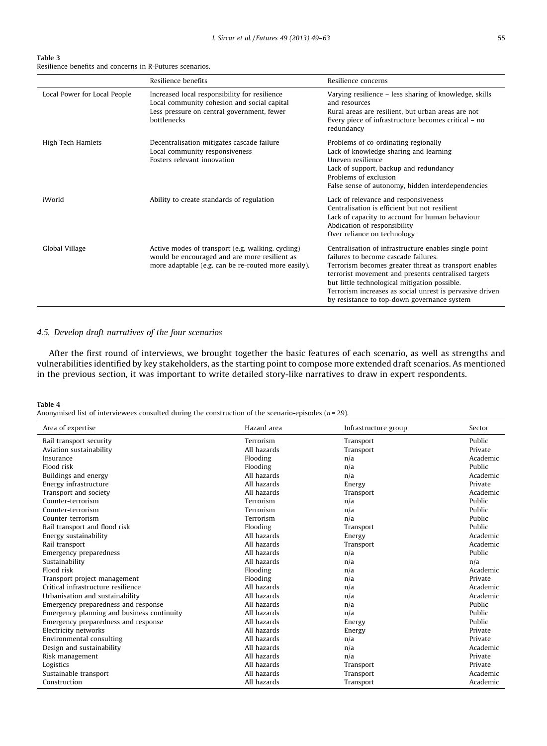**Table 3**
Resilience benefits and concerns in R-Futures scenarios.

| | Resilience benefits | Resilience concerns |
|---|---|---|
| Local Power for Local People | Increased local responsibility for resilience<br>Local community cohesion and social capital<br>Less pressure on central government, fewer bottlenecks | Varying resilience – less sharing of knowledge, skills and resources<br>Rural areas are resilient, but urban areas are not<br>Every piece of infrastructure becomes critical – no redundancy |
| High Tech Hamlets | Decentralisation mitigates cascade failure<br>Local community responsiveness<br>Fosters relevant innovation | Problems of co-ordinating regionally<br>Lack of knowledge sharing and learning<br>Uneven resilience<br>Lack of support, backup and redundancy<br>Problems of exclusion<br>False sense of autonomy, hidden interdependencies |
| iWorld | Ability to create standards of regulation | Lack of relevance and responsiveness<br>Centralisation is efficient but not resilient<br>Lack of capacity to account for human behaviour<br>Abdication of responsibility<br>Over reliance on technology |
| Global Village | Active modes of transport (e.g. walking, cycling) would be encouraged and are more resilient as more adaptable (e.g. can be re-routed more easily). | Centralisation of infrastructure enables single point failures to become cascade failures.<br>Terrorism becomes greater threat as transport enables terrorist movement and presents centralised targets but little technological mitigation possible.<br>Terrorism increases as social unrest is pervasive driven by resistance to top-down governance system |

### *4.5. Develop draft narratives of the four scenarios*

After the first round of interviews, we brought together the basic features of each scenario, as well as strengths and vulnerabilities identified by key stakeholders, as the starting point to compose more extended draft scenarios. As mentioned in the previous section, it was important to write detailed story-like narratives to draw in expert respondents.

**Table 4**
Anonymised list of interviewees consulted during the construction of the scenario-episodes ($n = 29$).

| Area of expertise | Hazard area | Infrastructure group | Sector |
|---|---|---|---|
| Rail transport security | Terrorism | Transport | Public |
| Aviation sustainability | All hazards | Transport | Private |
| Insurance | Flooding | n/a | Academic |
| Flood risk | Flooding | n/a | Public |
| Buildings and energy | All hazards | n/a | Academic |
| Energy infrastructure | All hazards | Energy | Private |
| Transport and society | All hazards | Transport | Academic |
| Counter-terrorism | Terrorism | n/a | Public |
| Counter-terrorism | Terrorism | n/a | Public |
| Counter-terrorism | Terrorism | n/a | Public |
| Rail transport and flood risk | Flooding | Transport | Public |
| Energy sustainability | All hazards | Energy | Academic |
| Rail transport | All hazards | Transport | Academic |
| Emergency preparedness | All hazards | n/a | Public |
| Sustainability | All hazards | n/a | n/a |
| Flood risk | Flooding | n/a | Academic |
| Transport project management | Flooding | n/a | Private |
| Critical infrastructure resilience | All hazards | n/a | Academic |
| Urbanisation and sustainability | All hazards | n/a | Academic |
| Emergency preparedness and response | All hazards | n/a | Public |
| Emergency planning and business continuity | All hazards | n/a | Public |
| Emergency preparedness and response | All hazards | Energy | Public |
| Electricity networks | All hazards | Energy | Private |
| Environmental consulting | All hazards | n/a | Private |
| Design and sustainability | All hazards | n/a | Academic |
| Risk management | All hazards | n/a | Private |
| Logistics | All hazards | Transport | Private |
| Sustainable transport | All hazards | Transport | Academic |
| Construction | All hazards | Transport | Academic |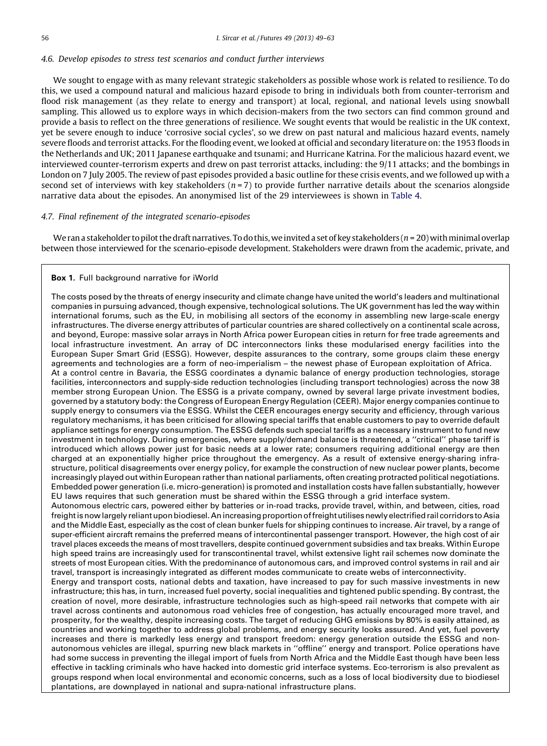### 4.6. Develop episodes to stress test scenarios and conduct further interviews

We sought to engage with as many relevant strategic stakeholders as possible whose work is related to resilience. To do this, we used a compound natural and malicious hazard episode to bring in individuals both from counter-terrorism and flood risk management (as they relate to energy and transport) at local, regional, and national levels using snowball sampling. This allowed us to explore ways in which decision-makers from the two sectors can find common ground and provide a basis to reflect on the three generations of resilience. We sought events that would be realistic in the UK context, yet be severe enough to induce 'corrosive social cycles', so we drew on past natural and malicious hazard events, namely severe floods and terrorist attacks. For the flooding event, we looked at official and secondary literature on: the 1953 floods in the Netherlands and UK; 2011 Japanese earthquake and tsunami; and Hurricane Katrina. For the malicious hazard event, we interviewed counter-terrorism experts and drew on past terrorist attacks, including: the 9/11 attacks; and the bombings in London on 7 July 2005. The review of past episodes provided a basic outline for these crisis events, and we followed up with a second set of interviews with key stakeholders ($n = 7$) to provide further narrative details about the scenarios alongside narrative data about the episodes. An anonymised list of the 29 interviewees is shown in Table 4.

### 4.7. Final refinement of the integrated scenario-episodes

We ran a stakeholder to pilot the draft narratives. To do this, we invited a set of key stakeholders ($n = 20$) with minimal overlap between those interviewed for the scenario-episode development. Stakeholders were drawn from the academic, private, and

**Box 1.** Full background narrative for iWorld

The costs posed by the threats of energy insecurity and climate change have united the world's leaders and multinational companies in pursuing advanced, though expensive, technological solutions. The UK government has led the way within international forums, such as the EU, in mobilising all sectors of the economy in assembling new large-scale energy infrastructures. The diverse energy attributes of particular countries are shared collectively on a continental scale across, and beyond, Europe: massive solar arrays in North Africa power European cities in return for free trade agreements and local infrastructure investment. An array of DC interconnectors links these modularised energy facilities into the European Super Smart Grid (ESSG). However, despite assurances to the contrary, some groups claim these energy agreements and technologies are a form of neo-imperialism – the newest phase of European exploitation of Africa.
At a control centre in Bavaria, the ESSG coordinates a dynamic balance of energy production technologies, storage facilities, interconnectors and supply-side reduction technologies (including transport technologies) across the now 38 member strong European Union. The ESSG is a private company, owned by several large private investment bodies, governed by a statutory body: the Congress of European Energy Regulation (CEER). Major energy companies continue to supply energy to consumers via the ESSG. Whilst the CEER encourages energy security and efficiency, through various regulatory mechanisms, it has been criticised for allowing special tariffs that enable customers to pay to override default appliance settings for energy consumption. The ESSG defends such special tariffs as a necessary instrument to fund new investment in technology. During emergencies, where supply/demand balance is threatened, a ''critical'' phase tariff is introduced which allows power just for basic needs at a lower rate; consumers requiring additional energy are then charged at an exponentially higher price throughout the emergency. As a result of extensive energy-sharing infrastructure, political disagreements over energy policy, for example the construction of new nuclear power plants, become increasingly played out within European rather than national parliaments, often creating protracted political negotiations. Embedded power generation (i.e. micro-generation) is promoted and installation costs have fallen substantially, however EU laws requires that such generation must be shared within the ESSG through a grid interface system.
Autonomous electric cars, powered either by batteries or in-road tracks, provide travel, within, and between, cities, road freight is now largely reliant upon biodiesel. An increasing proportion of freight utilises newly electrified rail corridors to Asia and the Middle East, especially as the cost of clean bunker fuels for shipping continues to increase. Air travel, by a range of super-efficient aircraft remains the preferred means of intercontinental passenger transport. However, the high cost of air travel places exceeds the means of most travellers, despite continued government subsidies and tax breaks. Within Europe high speed trains are increasingly used for transcontinental travel, whilst extensive light rail schemes now dominate the streets of most European cities. With the predominance of autonomous cars, and improved control systems in rail and air travel, transport is increasingly integrated as different modes communicate to create webs of interconnectivity.
Energy and transport costs, national debts and taxation, have increased to pay for such massive investments in new infrastructure; this has, in turn, increased fuel poverty, social inequalities and tightened public spending. By contrast, the creation of novel, more desirable, infrastructure technologies such as high-speed rail networks that compete with air travel across continents and autonomous road vehicles free of congestion, has actually encouraged more travel, and prosperity, for the wealthy, despite increasing costs. The target of reducing GHG emissions by 80% is easily attained, as countries and working together to address global problems, and energy security looks assured. And yet, fuel poverty increases and there is markedly less energy and transport freedom: energy generation outside the ESSG and non-autonomous vehicles are illegal, spurring new black markets in ''offline'' energy and transport. Police operations have had some success in preventing the illegal import of fuels from North Africa and the Middle East though have been less effective in tackling criminals who have hacked into domestic grid interface systems. Eco-terrorism is also prevalent as groups respond when local environmental and economic concerns, such as a loss of local biodiversity due to biodiesel plantations, are downplayed in national and supra-national infrastructure plans.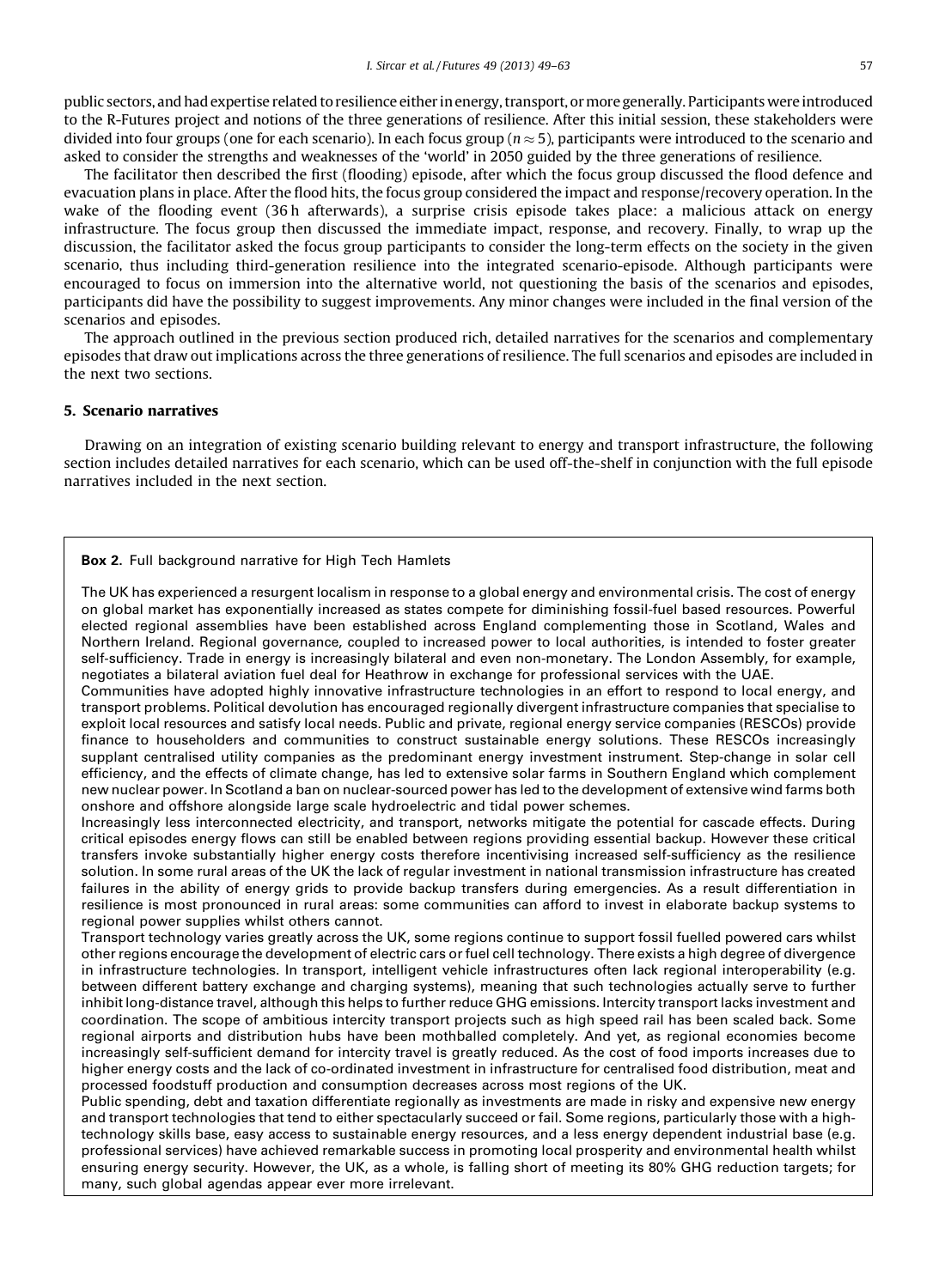public sectors, and had expertise related to resilience either in energy, transport, or more generally. Participants were introduced to the R-Futures project and notions of the three generations of resilience. After this initial session, these stakeholders were divided into four groups (one for each scenario). In each focus group ($n \approx 5$), participants were introduced to the scenario and asked to consider the strengths and weaknesses of the 'world' in 2050 guided by the three generations of resilience.

The facilitator then described the first (flooding) episode, after which the focus group discussed the flood defence and evacuation plans in place. After the flood hits, the focus group considered the impact and response/recovery operation. In the wake of the flooding event (36 h afterwards), a surprise crisis episode takes place: a malicious attack on energy infrastructure. The focus group then discussed the immediate impact, response, and recovery. Finally, to wrap up the discussion, the facilitator asked the focus group participants to consider the long-term effects on the society in the given scenario, thus including third-generation resilience into the integrated scenario-episode. Although participants were encouraged to focus on immersion into the alternative world, not questioning the basis of the scenarios and episodes, participants did have the possibility to suggest improvements. Any minor changes were included in the final version of the scenarios and episodes.

The approach outlined in the previous section produced rich, detailed narratives for the scenarios and complementary episodes that draw out implications across the three generations of resilience. The full scenarios and episodes are included in the next two sections.

## 5. Scenario narratives

Drawing on an integration of existing scenario building relevant to energy and transport infrastructure, the following section includes detailed narratives for each scenario, which can be used off-the-shelf in conjunction with the full episode narratives included in the next section.

**Box 2.** Full background narrative for High Tech Hamlets

The UK has experienced a resurgent localism in response to a global energy and environmental crisis. The cost of energy on global market has exponentially increased as states compete for diminishing fossil-fuel based resources. Powerful elected regional assemblies have been established across England complementing those in Scotland, Wales and Northern Ireland. Regional governance, coupled to increased power to local authorities, is intended to foster greater self-sufficiency. Trade in energy is increasingly bilateral and even non-monetary. The London Assembly, for example, negotiates a bilateral aviation fuel deal for Heathrow in exchange for professional services with the UAE.

Communities have adopted highly innovative infrastructure technologies in an effort to respond to local energy, and transport problems. Political devolution has encouraged regionally divergent infrastructure companies that specialise to exploit local resources and satisfy local needs. Public and private, regional energy service companies (RESCOs) provide finance to householders and communities to construct sustainable energy solutions. These RESCOs increasingly supplant centralised utility companies as the predominant energy investment instrument. Step-change in solar cell efficiency, and the effects of climate change, has led to extensive solar farms in Southern England which complement new nuclear power. In Scotland a ban on nuclear-sourced power has led to the development of extensive wind farms both onshore and offshore alongside large scale hydroelectric and tidal power schemes.

Increasingly less interconnected electricity, and transport, networks mitigate the potential for cascade effects. During critical episodes energy flows can still be enabled between regions providing essential backup. However these critical transfers invoke substantially higher energy costs therefore incentivising increased self-sufficiency as the resilience solution. In some rural areas of the UK the lack of regular investment in national transmission infrastructure has created failures in the ability of energy grids to provide backup transfers during emergencies. As a result differentiation in resilience is most pronounced in rural areas: some communities can afford to invest in elaborate backup systems to regional power supplies whilst others cannot.

Transport technology varies greatly across the UK, some regions continue to support fossil fuelled powered cars whilst other regions encourage the development of electric cars or fuel cell technology. There exists a high degree of divergence in infrastructure technologies. In transport, intelligent vehicle infrastructures often lack regional interoperability (e.g. between different battery exchange and charging systems), meaning that such technologies actually serve to further inhibit long-distance travel, although this helps to further reduce GHG emissions. Intercity transport lacks investment and coordination. The scope of ambitious intercity transport projects such as high speed rail has been scaled back. Some regional airports and distribution hubs have been mothballed completely. And yet, as regional economies become increasingly self-sufficient demand for intercity travel is greatly reduced. As the cost of food imports increases due to higher energy costs and the lack of co-ordinated investment in infrastructure for centralised food distribution, meat and processed foodstuff production and consumption decreases across most regions of the UK.

Public spending, debt and taxation differentiate regionally as investments are made in risky and expensive new energy and transport technologies that tend to either spectacularly succeed or fail. Some regions, particularly those with a high-technology skills base, easy access to sustainable energy resources, and a less energy dependent industrial base (e.g. professional services) have achieved remarkable success in promoting local prosperity and environmental health whilst ensuring energy security. However, the UK, as a whole, is falling short of meeting its 80% GHG reduction targets; for many, such global agendas appear ever more irrelevant.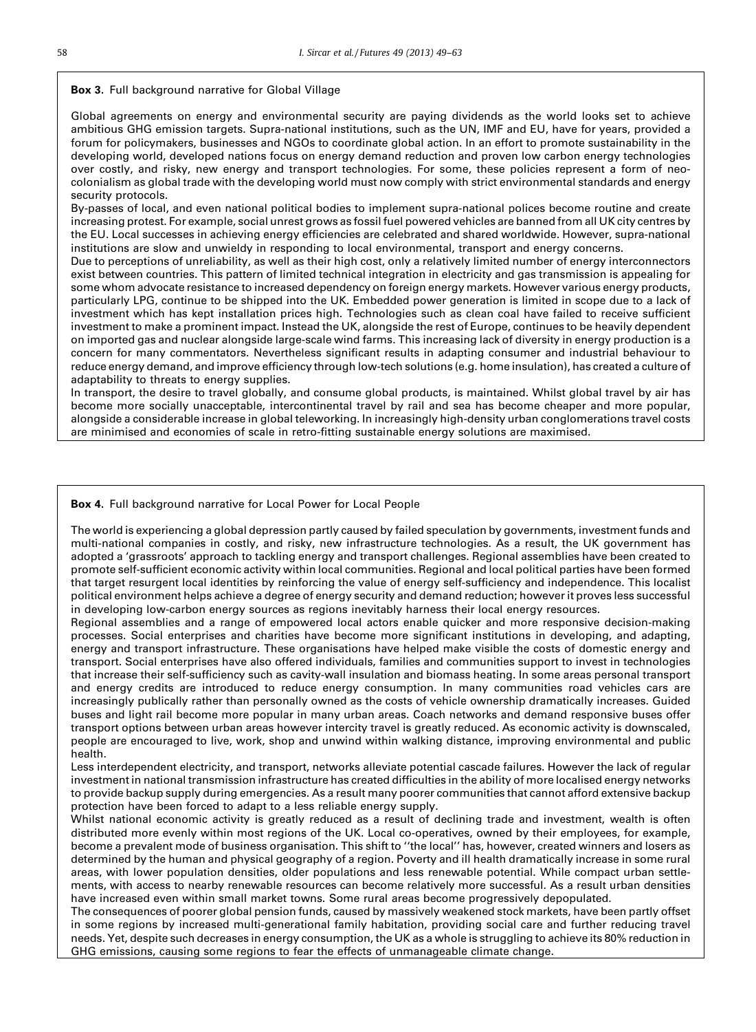**Box 3.** Full background narrative for Global Village

Global agreements on energy and environmental security are paying dividends as the world looks set to achieve ambitious GHG emission targets. Supra-national institutions, such as the UN, IMF and EU, have for years, provided a forum for policymakers, businesses and NGOs to coordinate global action. In an effort to promote sustainability in the developing world, developed nations focus on energy demand reduction and proven low carbon energy technologies over costly, and risky, new energy and transport technologies. For some, these policies represent a form of neo-colonialism as global trade with the developing world must now comply with strict environmental standards and energy security protocols.

By-passes of local, and even national political bodies to implement supra-national polices become routine and create increasing protest. For example, social unrest grows as fossil fuel powered vehicles are banned from all UK city centres by the EU. Local successes in achieving energy efficiencies are celebrated and shared worldwide. However, supra-national institutions are slow and unwieldy in responding to local environmental, transport and energy concerns.

Due to perceptions of unreliability, as well as their high cost, only a relatively limited number of energy interconnectors exist between countries. This pattern of limited technical integration in electricity and gas transmission is appealing for some whom advocate resistance to increased dependency on foreign energy markets. However various energy products, particularly LPG, continue to be shipped into the UK. Embedded power generation is limited in scope due to a lack of investment which has kept installation prices high. Technologies such as clean coal have failed to receive sufficient investment to make a prominent impact. Instead the UK, alongside the rest of Europe, continues to be heavily dependent on imported gas and nuclear alongside large-scale wind farms. This increasing lack of diversity in energy production is a concern for many commentators. Nevertheless significant results in adapting consumer and industrial behaviour to reduce energy demand, and improve efficiency through low-tech solutions (e.g. home insulation), has created a culture of adaptability to threats to energy supplies.

In transport, the desire to travel globally, and consume global products, is maintained. Whilst global travel by air has become more socially unacceptable, intercontinental travel by rail and sea has become cheaper and more popular, alongside a considerable increase in global teleworking. In increasingly high-density urban conglomerations travel costs are minimised and economies of scale in retro-fitting sustainable energy solutions are maximised.

**Box 4.** Full background narrative for Local Power for Local People

The world is experiencing a global depression partly caused by failed speculation by governments, investment funds and multi-national companies in costly, and risky, new infrastructure technologies. As a result, the UK government has adopted a 'grassroots' approach to tackling energy and transport challenges. Regional assemblies have been created to promote self-sufficient economic activity within local communities. Regional and local political parties have been formed that target resurgent local identities by reinforcing the value of energy self-sufficiency and independence. This localist political environment helps achieve a degree of energy security and demand reduction; however it proves less successful in developing low-carbon energy sources as regions inevitably harness their local energy resources.

Regional assemblies and a range of empowered local actors enable quicker and more responsive decision-making processes. Social enterprises and charities have become more significant institutions in developing, and adapting, energy and transport infrastructure. These organisations have helped make visible the costs of domestic energy and transport. Social enterprises have also offered individuals, families and communities support to invest in technologies that increase their self-sufficiency such as cavity-wall insulation and biomass heating. In some areas personal transport and energy credits are introduced to reduce energy consumption. In many communities road vehicles cars are increasingly publically rather than personally owned as the costs of vehicle ownership dramatically increases. Guided buses and light rail become more popular in many urban areas. Coach networks and demand responsive buses offer transport options between urban areas however intercity travel is greatly reduced. As economic activity is downscaled, people are encouraged to live, work, shop and unwind within walking distance, improving environmental and public health.

Less interdependent electricity, and transport, networks alleviate potential cascade failures. However the lack of regular investment in national transmission infrastructure has created difficulties in the ability of more localised energy networks to provide backup supply during emergencies. As a result many poorer communities that cannot afford extensive backup protection have been forced to adapt to a less reliable energy supply.

Whilst national economic activity is greatly reduced as a result of declining trade and investment, wealth is often distributed more evenly within most regions of the UK. Local co-operatives, owned by their employees, for example, become a prevalent mode of business organisation. This shift to ''the local'' has, however, created winners and losers as determined by the human and physical geography of a region. Poverty and ill health dramatically increase in some rural areas, with lower population densities, older populations and less renewable potential. While compact urban settlements, with access to nearby renewable resources can become relatively more successful. As a result urban densities have increased even within small market towns. Some rural areas become progressively depopulated.

The consequences of poorer global pension funds, caused by massively weakened stock markets, have been partly offset in some regions by increased multi-generational family habitation, providing social care and further reducing travel needs. Yet, despite such decreases in energy consumption, the UK as a whole is struggling to achieve its 80% reduction in GHG emissions, causing some regions to fear the effects of unmanageable climate change.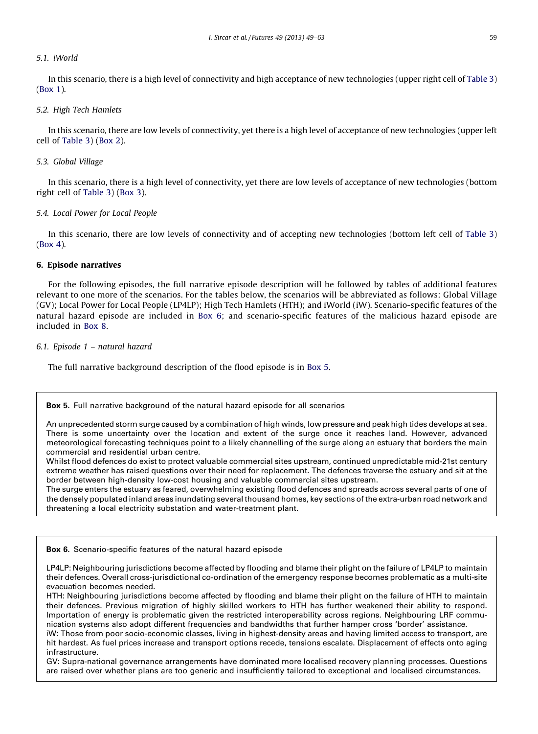### 5.1. iWorld

In this scenario, there is a high level of connectivity and high acceptance of new technologies (upper right cell of Table 3) (Box 1).

### 5.2. High Tech Hamlets

In this scenario, there are low levels of connectivity, yet there is a high level of acceptance of new technologies (upper left cell of Table 3) (Box 2).

### 5.3. Global Village

In this scenario, there is a high level of connectivity, yet there are low levels of acceptance of new technologies (bottom right cell of Table 3) (Box 3).

### 5.4. Local Power for Local People

In this scenario, there are low levels of connectivity and of accepting new technologies (bottom left cell of Table 3) (Box 4).

## 6. Episode narratives

For the following episodes, the full narrative episode description will be followed by tables of additional features relevant to one more of the scenarios. For the tables below, the scenarios will be abbreviated as follows: Global Village (GV); Local Power for Local People (LP4LP); High Tech Hamlets (HTH); and iWorld (iW). Scenario-specific features of the natural hazard episode are included in Box 6; and scenario-specific features of the malicious hazard episode are included in Box 8.

### 6.1. Episode 1 – natural hazard

The full narrative background description of the flood episode is in Box 5.

**Box 5.** Full narrative background of the natural hazard episode for all scenarios

An unprecedented storm surge caused by a combination of high winds, low pressure and peak high tides develops at sea. There is some uncertainty over the location and extent of the surge once it reaches land. However, advanced meteorological forecasting techniques point to a likely channelling of the surge along an estuary that borders the main commercial and residential urban centre.

Whilst flood defences do exist to protect valuable commercial sites upstream, continued unpredictable mid-21st century extreme weather has raised questions over their need for replacement. The defences traverse the estuary and sit at the border between high-density low-cost housing and valuable commercial sites upstream.

The surge enters the estuary as feared, overwhelming existing flood defences and spreads across several parts of one of the densely populated inland areas inundating several thousand homes, key sections of the extra-urban road network and threatening a local electricity substation and water-treatment plant.

**Box 6.** Scenario-specific features of the natural hazard episode

LP4LP: Neighbouring jurisdictions become affected by flooding and blame their plight on the failure of LP4LP to maintain their defences. Overall cross-jurisdictional co-ordination of the emergency response becomes problematic as a multi-site evacuation becomes needed.

HTH: Neighbouring jurisdictions become affected by flooding and blame their plight on the failure of HTH to maintain their defences. Previous migration of highly skilled workers to HTH has further weakened their ability to respond. Importation of energy is problematic given the restricted interoperability across regions. Neighbouring LRF communication systems also adopt different frequencies and bandwidths that further hamper cross 'border' assistance.

iW: Those from poor socio-economic classes, living in highest-density areas and having limited access to transport, are hit hardest. As fuel prices increase and transport options recede, tensions escalate. Displacement of effects onto aging infrastructure.

GV: Supra-national governance arrangements have dominated more localised recovery planning processes. Questions are raised over whether plans are too generic and insufficiently tailored to exceptional and localised circumstances.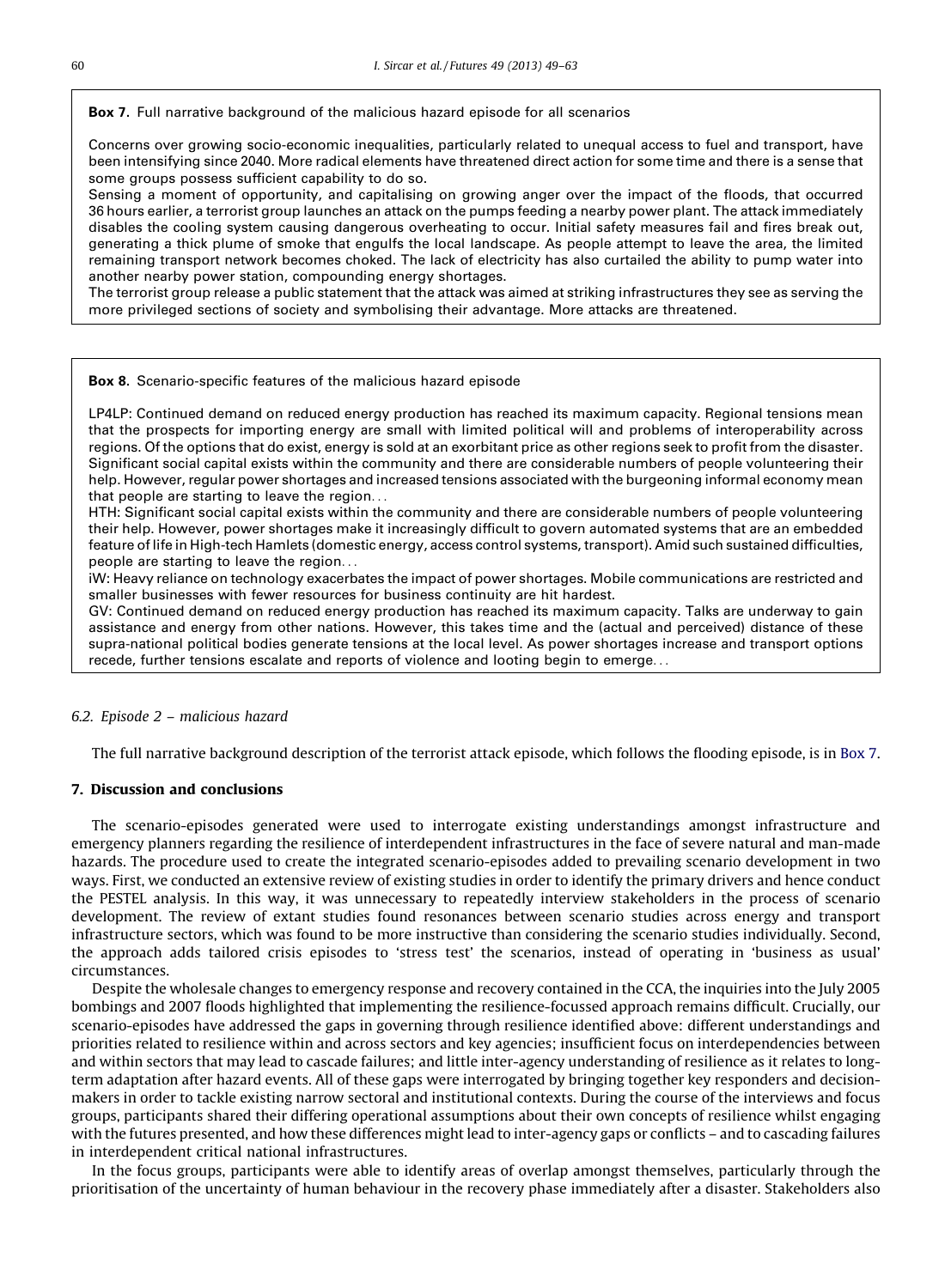**Box 7.** Full narrative background of the malicious hazard episode for all scenarios

Concerns over growing socio-economic inequalities, particularly related to unequal access to fuel and transport, have been intensifying since 2040. More radical elements have threatened direct action for some time and there is a sense that some groups possess sufficient capability to do so.

Sensing a moment of opportunity, and capitalising on growing anger over the impact of the floods, that occurred 36 hours earlier, a terrorist group launches an attack on the pumps feeding a nearby power plant. The attack immediately disables the cooling system causing dangerous overheating to occur. Initial safety measures fail and fires break out, generating a thick plume of smoke that engulfs the local landscape. As people attempt to leave the area, the limited remaining transport network becomes choked. The lack of electricity has also curtailed the ability to pump water into another nearby power station, compounding energy shortages.

The terrorist group release a public statement that the attack was aimed at striking infrastructures they see as serving the more privileged sections of society and symbolising their advantage. More attacks are threatened.

**Box 8.** Scenario-specific features of the malicious hazard episode

LP4LP: Continued demand on reduced energy production has reached its maximum capacity. Regional tensions mean that the prospects for importing energy are small with limited political will and problems of interoperability across regions. Of the options that do exist, energy is sold at an exorbitant price as other regions seek to profit from the disaster. Significant social capital exists within the community and there are considerable numbers of people volunteering their help. However, regular power shortages and increased tensions associated with the burgeoning informal economy mean that people are starting to leave the region…

HTH: Significant social capital exists within the community and there are considerable numbers of people volunteering their help. However, power shortages make it increasingly difficult to govern automated systems that are an embedded feature of life in High-tech Hamlets (domestic energy, access control systems, transport). Amid such sustained difficulties, people are starting to leave the region…

iW: Heavy reliance on technology exacerbates the impact of power shortages. Mobile communications are restricted and smaller businesses with fewer resources for business continuity are hit hardest.

GV: Continued demand on reduced energy production has reached its maximum capacity. Talks are underway to gain assistance and energy from other nations. However, this takes time and the (actual and perceived) distance of these supra-national political bodies generate tensions at the local level. As power shortages increase and transport options recede, further tensions escalate and reports of violence and looting begin to emerge…

### 6.2. Episode 2 – malicious hazard

The full narrative background description of the terrorist attack episode, which follows the flooding episode, is in Box 7.

## 7. Discussion and conclusions

The scenario-episodes generated were used to interrogate existing understandings amongst infrastructure and emergency planners regarding the resilience of interdependent infrastructures in the face of severe natural and man-made hazards. The procedure used to create the integrated scenario-episodes added to prevailing scenario development in two ways. First, we conducted an extensive review of existing studies in order to identify the primary drivers and hence conduct the PESTEL analysis. In this way, it was unnecessary to repeatedly interview stakeholders in the process of scenario development. The review of extant studies found resonances between scenario studies across energy and transport infrastructure sectors, which was found to be more instructive than considering the scenario studies individually. Second, the approach adds tailored crisis episodes to 'stress test' the scenarios, instead of operating in 'business as usual' circumstances.

Despite the wholesale changes to emergency response and recovery contained in the CCA, the inquiries into the July 2005 bombings and 2007 floods highlighted that implementing the resilience-focussed approach remains difficult. Crucially, our scenario-episodes have addressed the gaps in governing through resilience identified above: different understandings and priorities related to resilience within and across sectors and key agencies; insufficient focus on interdependencies between and within sectors that may lead to cascade failures; and little inter-agency understanding of resilience as it relates to long-term adaptation after hazard events. All of these gaps were interrogated by bringing together key responders and decision-makers in order to tackle existing narrow sectoral and institutional contexts. During the course of the interviews and focus groups, participants shared their differing operational assumptions about their own concepts of resilience whilst engaging with the futures presented, and how these differences might lead to inter-agency gaps or conflicts – and to cascading failures in interdependent critical national infrastructures.

In the focus groups, participants were able to identify areas of overlap amongst themselves, particularly through the prioritisation of the uncertainty of human behaviour in the recovery phase immediately after a disaster. Stakeholders also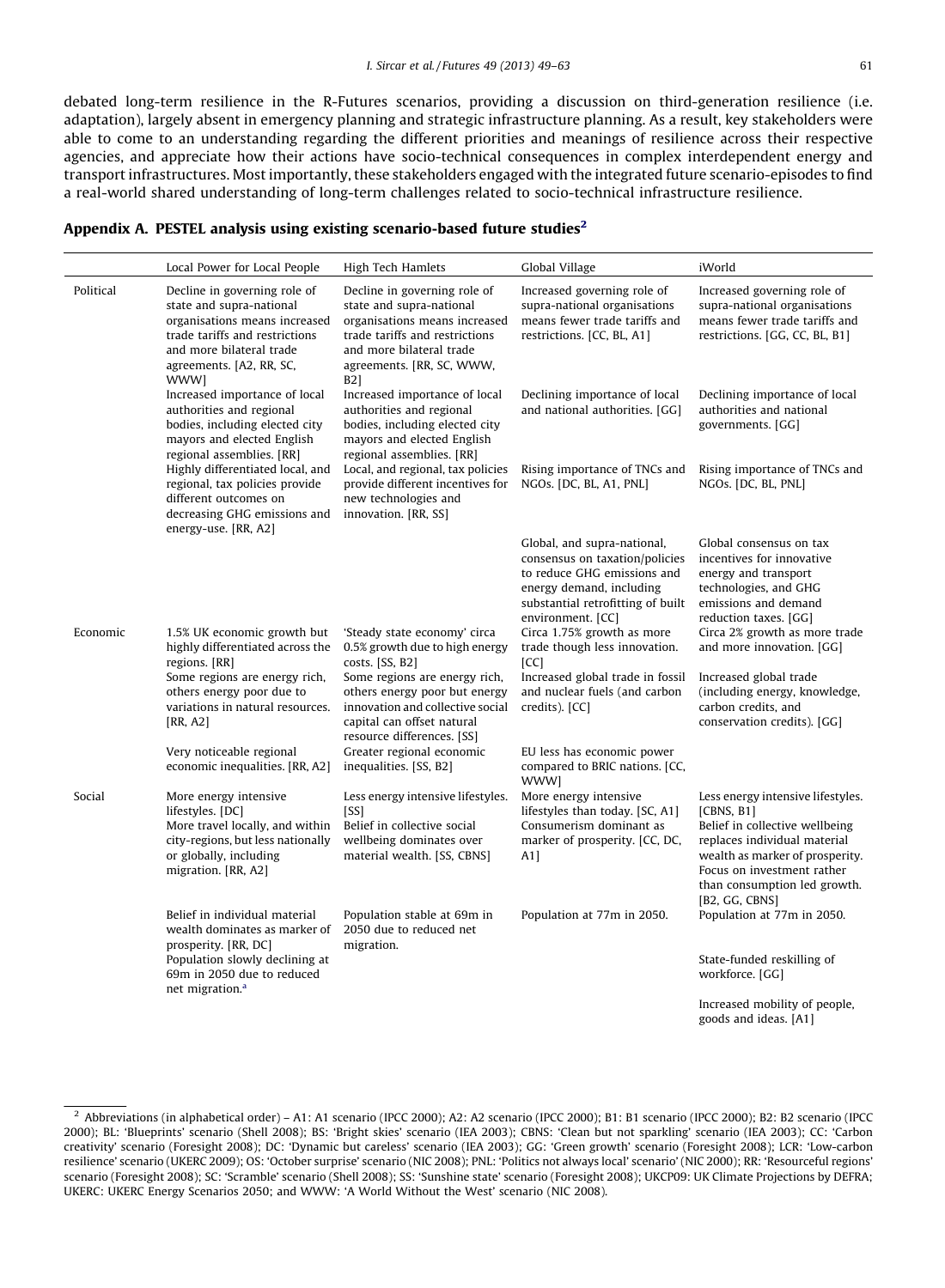debated long-term resilience in the R-Futures scenarios, providing a discussion on third-generation resilience (i.e. adaptation), largely absent in emergency planning and strategic infrastructure planning. As a result, key stakeholders were able to come to an understanding regarding the different priorities and meanings of resilience across their respective agencies, and appreciate how their actions have socio-technical consequences in complex interdependent energy and transport infrastructures. Most importantly, these stakeholders engaged with the integrated future scenario-episodes to find a real-world shared understanding of long-term challenges related to socio-technical infrastructure resilience.

## Appendix A. PESTEL analysis using existing scenario-based future studies[2]

| | Local Power for Local People | High Tech Hamlets | Global Village | iWorld |
|---|---|---|---|---|
| Political | Decline in governing role of state and supra-national organisations means increased trade tariffs and restrictions and more bilateral trade agreements. [A2, RR, SC, WWW] | Decline in governing role of state and supra-national organisations means increased trade tariffs and restrictions and more bilateral trade agreements. [RR, SC, WWW, B2] | Increased governing role of supra-national organisations means fewer trade tariffs and restrictions. [CC, BL, A1] | Increased governing role of supra-national organisations means fewer trade tariffs and restrictions. [GG, CC, BL, B1] |
| | Increased importance of local authorities and regional bodies, including elected city mayors and elected English regional assemblies. [RR] | Increased importance of local authorities and regional bodies, including elected city mayors and elected English regional assemblies. [RR] | Declining importance of local and national authorities. [GG] | Declining importance of local authorities and national governments. [GG] |
| | Highly differentiated local, and regional, tax policies provide different outcomes on decreasing GHG emissions and energy-use. [RR, A2] | Local, and regional, tax policies provide different incentives for new technologies and innovation. [RR, SS] | Rising importance of TNCs and NGOs. [DC, BL, A1, PNL] | Rising importance of TNCs and NGOs. [DC, BL, PNL] |
| | | | Global, and supra-national, consensus on taxation/policies to reduce GHG emissions and energy demand, including substantial retrofitting of built environment. [CC] | Global consensus on tax incentives for innovative energy and transport technologies, and GHG emissions and demand reduction taxes. [GG] |
| Economic | 1.5% UK economic growth but highly differentiated across the regions. [RR] | 'Steady state economy' circa 0.5% growth due to high energy costs. [SS, B2] | Circa 1.75% growth as more trade though less innovation. [CC] | Circa 2% growth as more trade and more innovation. [GG] |
| | Some regions are energy rich, others energy poor due to variations in natural resources. [RR, A2] | Some regions are energy rich, others energy poor but energy innovation and collective social capital can offset natural resource differences. [SS] | Increased global trade in fossil and nuclear fuels (and carbon credits). [CC] | Increased global trade (including energy, knowledge, carbon credits, and conservation credits). [GG] |
| | Very noticeable regional economic inequalities. [RR, A2] | Greater regional economic inequalities. [SS, B2] | EU less has economic power compared to BRIC nations. [CC, WWW] | |
| Social | More energy intensive lifestyles. [DC] | Less energy intensive lifestyles. [SS] | More energy intensive lifestyles than today. [SC, A1] | Less energy intensive lifestyles. [CBNS, B1] |
| | More travel locally, and within city-regions, but less nationally or globally, including migration. [RR, A2] | Belief in collective social wellbeing dominates over material wealth. [SS, CBNS] | Consumerism dominant as marker of prosperity. [CC, DC, A1] | Belief in collective wellbeing replaces individual material wealth as marker of prosperity. Focus on investment rather than consumption led growth. [B2, GG, CBNS] |
| | Belief in individual material wealth dominates as marker of prosperity. [RR, DC] | Population stable at 69m in 2050 due to reduced net migration. | Population at 77m in 2050. | Population at 77m in 2050. |
| | Population slowly declining at 69m in 2050 due to reduced net migration.[a] | | | State-funded reskilling of workforce. [GG] |
| | | | | Increased mobility of people, goods and ideas. [A1] |

[2] Abbreviations (in alphabetical order) – A1: A1 scenario (IPCC 2000); A2: A2 scenario (IPCC 2000); B1: B1 scenario (IPCC 2000); B2: B2 scenario (IPCC 2000); BL: 'Blueprints' scenario (Shell 2008); BS: 'Bright skies' scenario (IEA 2003); CBNS: 'Clean but not sparkling' scenario (IEA 2003); CC: 'Carbon creativity' scenario (Foresight 2008); DC: 'Dynamic but careless' scenario (IEA 2003); GG: 'Green growth' scenario (Foresight 2008); LCR: 'Low-carbon resilience' scenario (UKERC 2009); OS: 'October surprise' scenario (NIC 2008); PNL: 'Politics not always local' scenario' (NIC 2000); RR: 'Resourceful regions' scenario (Foresight 2008); SC: 'Scramble' scenario (Shell 2008); SS: 'Sunshine state' scenario (Foresight 2008); UKCP09: UK Climate Projections by DEFRA; UKERC: UKERC Energy Scenarios 2050; and WWW: 'A World Without the West' scenario (NIC 2008).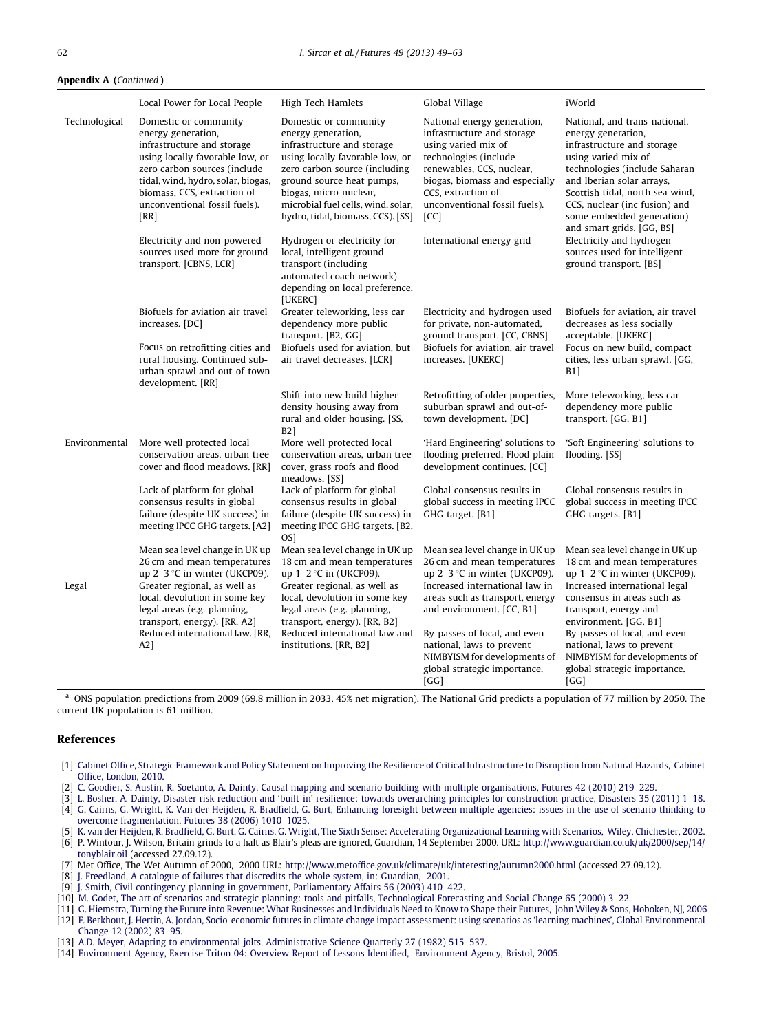**Appendix A** (*Continued*)

| | Local Power for Local People | High Tech Hamlets | Global Village | iWorld |
|---|---|---|---|---|
| Technological | Domestic or community energy generation, infrastructure and storage using locally favorable low, or zero carbon sources (include tidal, wind, hydro, solar, biogas, biomass, CCS, extraction of unconventional fossil fuels). [RR] | Domestic or community energy generation, infrastructure and storage using locally favorable low, or zero carbon source (including ground source heat pumps, biogas, micro-nuclear, microbial fuel cells, wind, solar, hydro, tidal, biomass, CCS). [SS] | National energy generation, infrastructure and storage using varied mix of technologies (include renewables, CCS, nuclear, biogas, biomass and especially CCS, extraction of unconventional fossil fuels). [CC] | National, and trans-national, energy generation, infrastructure and storage using varied mix of technologies (include Saharan and Iberian solar arrays, Scottish tidal, north sea wind, CCS, nuclear (inc fusion) and some embedded generation) and smart grids. [GG, BS] |
| | Electricity and non-powered sources used more for ground transport. [CBNS, LCR] | Hydrogen or electricity for local, intelligent ground transport (including automated coach network) depending on local preference. [UKERC] | International energy grid | Electricity and hydrogen sources used for intelligent ground transport. [BS] |
| | Biofuels for aviation air travel increases. [DC] | Greater teleworking, less car dependency more public transport. [B2, GG] | Electricity and hydrogen used for private, non-automated, ground transport. [CC, CBNS] | Biofuels for aviation, air travel decreases as less socially acceptable. [UKERC] |
| | Focus on retrofitting cities and rural housing. Continued sub-urban sprawl and out-of-town development. [RR] | Biofuels used for aviation, but air travel decreases. [LCR] | Biofuels for aviation, air travel increases. [UKERC] | Focus on new build, compact cities, less urban sprawl. [GG, B1] |
| | | Shift into new build higher density housing away from rural and older housing. [SS, B2] | Retrofitting of older properties, suburban sprawl and out-of-town development. [DC] | More teleworking, less car dependency more public transport. [GG, B1] |
| Environmental | More well protected local conservation areas, urban tree cover and flood meadows. [RR] | More well protected local conservation areas, urban tree cover, grass roofs and flood meadows. [SS] | 'Hard Engineering' solutions to flooding preferred. Flood plain development continues. [CC] | 'Soft Engineering' solutions to flooding. [SS] |
| | Lack of platform for global consensus results in global failure (despite UK success) in meeting IPCC GHG targets. [A2] | Lack of platform for global consensus results in global failure (despite UK success) in meeting IPCC GHG targets. [B2, OS] | Global consensus results in global success in meeting IPCC GHG target. [B1] | Global consensus results in global success in meeting IPCC GHG targets. [B1] |
| | Mean sea level change in UK up 26 cm and mean temperatures up 2–3 °C in winter (UKCP09). | Mean sea level change in UK up 18 cm and mean temperatures up 1–2 °C in (UKCP09). | Mean sea level change in UK up 26 cm and mean temperatures up 2–3 °C in winter (UKCP09). | Mean sea level change in UK up 18 cm and mean temperatures up 1–2 °C in winter (UKCP09). |
| Legal | Greater regional, as well as local, devolution in some key legal areas (e.g. planning, transport, energy). [RR, A2] | Greater regional, as well as local, devolution in some key legal areas (e.g. planning, transport, energy). [RR, B2] | Increased international law in areas such as transport, energy and environment. [CC, B1] | Increased international legal consensus in areas such as transport, energy and environment. [GG, B1] |
| | Reduced international law. [RR, A2] | Reduced international law and institutions. [RR, B2] | By-passes of local, and even national, laws to prevent NIMBYISM for developments of global strategic importance. [GG] | By-passes of local, and even national, laws to prevent NIMBYISM for developments of global strategic importance. [GG] |

[a] ONS population predictions from 2009 (69.8 million in 2033, 45% net migration). The National Grid predicts a population of 77 million by 2050. The current UK population is 61 million.

## References

[1] Cabinet Office, Strategic Framework and Policy Statement on Improving the Resilience of Critical Infrastructure to Disruption from Natural Hazards, Cabinet Office, London, 2010.

[2] C. Goodier, S. Austin, R. Soetanto, A. Dainty, Causal mapping and scenario building with multiple organisations, Futures 42 (2010) 219–229.

[3] L. Bosher, A. Dainty, Disaster risk reduction and 'built-in' resilience: towards overarching principles for construction practice, Disasters 35 (2011) 1–18.

[4] G. Cairns, G. Wright, K. Van der Heijden, R. Bradfield, G. Burt, Enhancing foresight between multiple agencies: issues in the use of scenario thinking to overcome fragmentation, Futures 38 (2006) 1010–1025.

[5] K. van der Heijden, R. Bradfield, G. Burt, G. Cairns, G. Wright, The Sixth Sense: Accelerating Organizational Learning with Scenarios, Wiley, Chichester, 2002.

[6] P. Wintour, J. Wilson, Britain grinds to a halt as Blair's pleas are ignored, Guardian, 14 September 2000. URL: http://www.guardian.co.uk/uk/2000/sep/14/tonyblair.oil (accessed 27.09.12).

[7] Met Office, The Wet Autumn of 2000, 2000 URL: http://www.metoffice.gov.uk/climate/uk/interesting/autumn2000.html (accessed 27.09.12).

[8] J. Freedland, A catalogue of failures that discredits the whole system, in: Guardian, 2001.

[9] J. Smith, Civil contingency planning in government, Parliamentary Affairs 56 (2003) 410–422.

[10] M. Godet, The art of scenarios and strategic planning: tools and pitfalls, Technological Forecasting and Social Change 65 (2000) 3–22.

[11] G. Hiemstra, Turning the Future into Revenue: What Businesses and Individuals Need to Know to Shape their Futures, John Wiley & Sons, Hoboken, NJ, 2006

[12] F. Berkhout, J. Hertin, A. Jordan, Socio-economic futures in climate change impact assessment: using scenarios as 'learning machines', Global Environmental Change 12 (2002) 83–95.

[13] A.D. Meyer, Adapting to environmental jolts, Administrative Science Quarterly 27 (1982) 515–537.

[14] Environment Agency, Exercise Triton 04: Overview Report of Lessons Identified, Environment Agency, Bristol, 2005.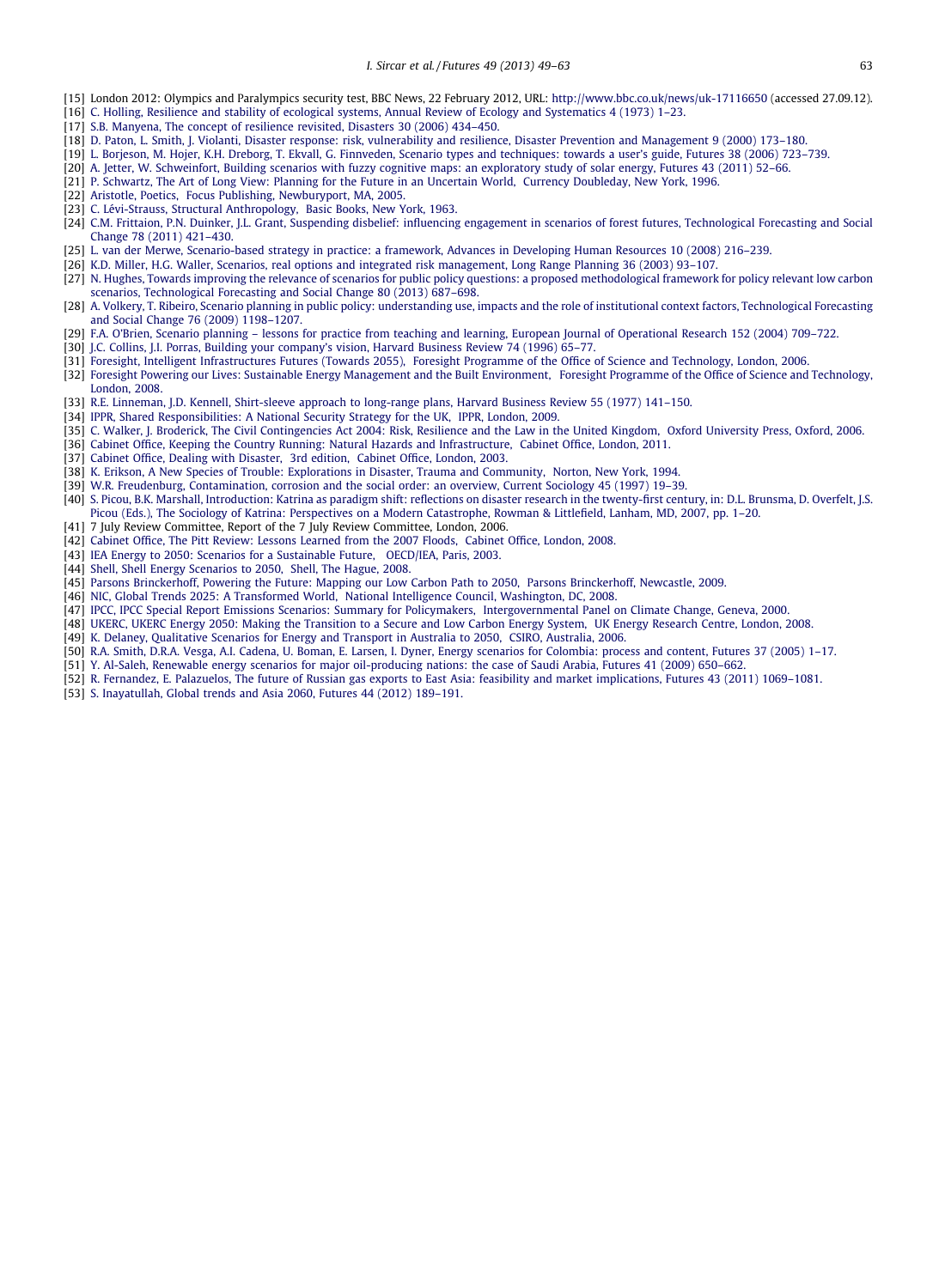[15] London 2012: Olympics and Paralympics security test, BBC News, 22 February 2012, URL: http://www.bbc.co.uk/news/uk-17116650 (accessed 27.09.12).

[16] C. Holling, Resilience and stability of ecological systems, Annual Review of Ecology and Systematics 4 (1973) 1–23.

[17] S.B. Manyena, The concept of resilience revisited, Disasters 30 (2006) 434–450.

[18] D. Paton, L. Smith, J. Violanti, Disaster response: risk, vulnerability and resilience, Disaster Prevention and Management 9 (2000) 173–180.

[19] L. Borjeson, M. Hojer, K.H. Dreborg, T. Ekvall, G. Finnveden, Scenario types and techniques: towards a user's guide, Futures 38 (2006) 723–739.

[20] A. Jetter, W. Schweinfort, Building scenarios with fuzzy cognitive maps: an exploratory study of solar energy, Futures 43 (2011) 52–66.

[21] P. Schwartz, The Art of Long View: Planning for the Future in an Uncertain World, Currency Doubleday, New York, 1996.

[22] Aristotle, Poetics, Focus Publishing, Newburyport, MA, 2005.

[23] C. Lévi-Strauss, Structural Anthropology, Basic Books, New York, 1963.

[24] C.M. Frittaion, P.N. Duinker, J.L. Grant, Suspending disbelief: influencing engagement in scenarios of forest futures, Technological Forecasting and Social Change 78 (2011) 421–430.

[25] L. van der Merwe, Scenario-based strategy in practice: a framework, Advances in Developing Human Resources 10 (2008) 216–239.

[26] K.D. Miller, H.G. Waller, Scenarios, real options and integrated risk management, Long Range Planning 36 (2003) 93–107.

[27] N. Hughes, Towards improving the relevance of scenarios for public policy questions: a proposed methodological framework for policy relevant low carbon scenarios, Technological Forecasting and Social Change 80 (2013) 687–698.

[28] A. Volkery, T. Ribeiro, Scenario planning in public policy: understanding use, impacts and the role of institutional context factors, Technological Forecasting and Social Change 76 (2009) 1198–1207.

[29] F.A. O'Brien, Scenario planning – lessons for practice from teaching and learning, European Journal of Operational Research 152 (2004) 709–722.

[30] J.C. Collins, J.I. Porras, Building your company's vision, Harvard Business Review 74 (1996) 65–77.

[31] Foresight, Intelligent Infrastructures Futures (Towards 2055), Foresight Programme of the Office of Science and Technology, London, 2006.

[32] Foresight Powering our Lives: Sustainable Energy Management and the Built Environment, Foresight Programme of the Office of Science and Technology, London, 2008.

[33] R.E. Linneman, J.D. Kennell, Shirt-sleeve approach to long-range plans, Harvard Business Review 55 (1977) 141–150.

[34] IPPR, Shared Responsibilities: A National Security Strategy for the UK, IPPR, London, 2009.

[35] C. Walker, J. Broderick, The Civil Contingencies Act 2004: Risk, Resilience and the Law in the United Kingdom, Oxford University Press, Oxford, 2006.

[36] Cabinet Office, Keeping the Country Running: Natural Hazards and Infrastructure, Cabinet Office, London, 2011.

[37] Cabinet Office, Dealing with Disaster, 3rd edition, Cabinet Office, London, 2003.

[38] K. Erikson, A New Species of Trouble: Explorations in Disaster, Trauma and Community, Norton, New York, 1994.

[39] W.R. Freudenburg, Contamination, corrosion and the social order: an overview, Current Sociology 45 (1997) 19–39.

[40] S. Picou, B.K. Marshall, Introduction: Katrina as paradigm shift: reflections on disaster research in the twenty-first century, in: D.L. Brunsma, D. Overfelt, J.S. Picou (Eds.), The Sociology of Katrina: Perspectives on a Modern Catastrophe, Rowman & Littlefield, Lanham, MD, 2007, pp. 1–20.

[41] 7 July Review Committee, Report of the 7 July Review Committee, London, 2006.

[42] Cabinet Office, The Pitt Review: Lessons Learned from the 2007 Floods, Cabinet Office, London, 2008.

[43] IEA Energy to 2050: Scenarios for a Sustainable Future, OECD/IEA, Paris, 2003.

[44] Shell, Shell Energy Scenarios to 2050, Shell, The Hague, 2008.

[45] Parsons Brinckerhoff, Powering the Future: Mapping our Low Carbon Path to 2050, Parsons Brinckerhoff, Newcastle, 2009.

[46] NIC, Global Trends 2025: A Transformed World, National Intelligence Council, Washington, DC, 2008.

[47] IPCC, IPCC Special Report Emissions Scenarios: Summary for Policymakers, Intergovernmental Panel on Climate Change, Geneva, 2000.

[48] UKERC, UKERC Energy 2050: Making the Transition to a Secure and Low Carbon Energy System, UK Energy Research Centre, London, 2008.

[49] K. Delaney, Qualitative Scenarios for Energy and Transport in Australia to 2050, CSIRO, Australia, 2006.

[50] R.A. Smith, D.R.A. Vesga, A.I. Cadena, U. Boman, E. Larsen, I. Dyner, Energy scenarios for Colombia: process and content, Futures 37 (2005) 1–17.

[51] Y. Al-Saleh, Renewable energy scenarios for major oil-producing nations: the case of Saudi Arabia, Futures 41 (2009) 650–662.

[52] R. Fernandez, E. Palazuelos, The future of Russian gas exports to East Asia: feasibility and market implications, Futures 43 (2011) 1069–1081.

[53] S. Inayatullah, Global trends and Asia 2060, Futures 44 (2012) 189–191.